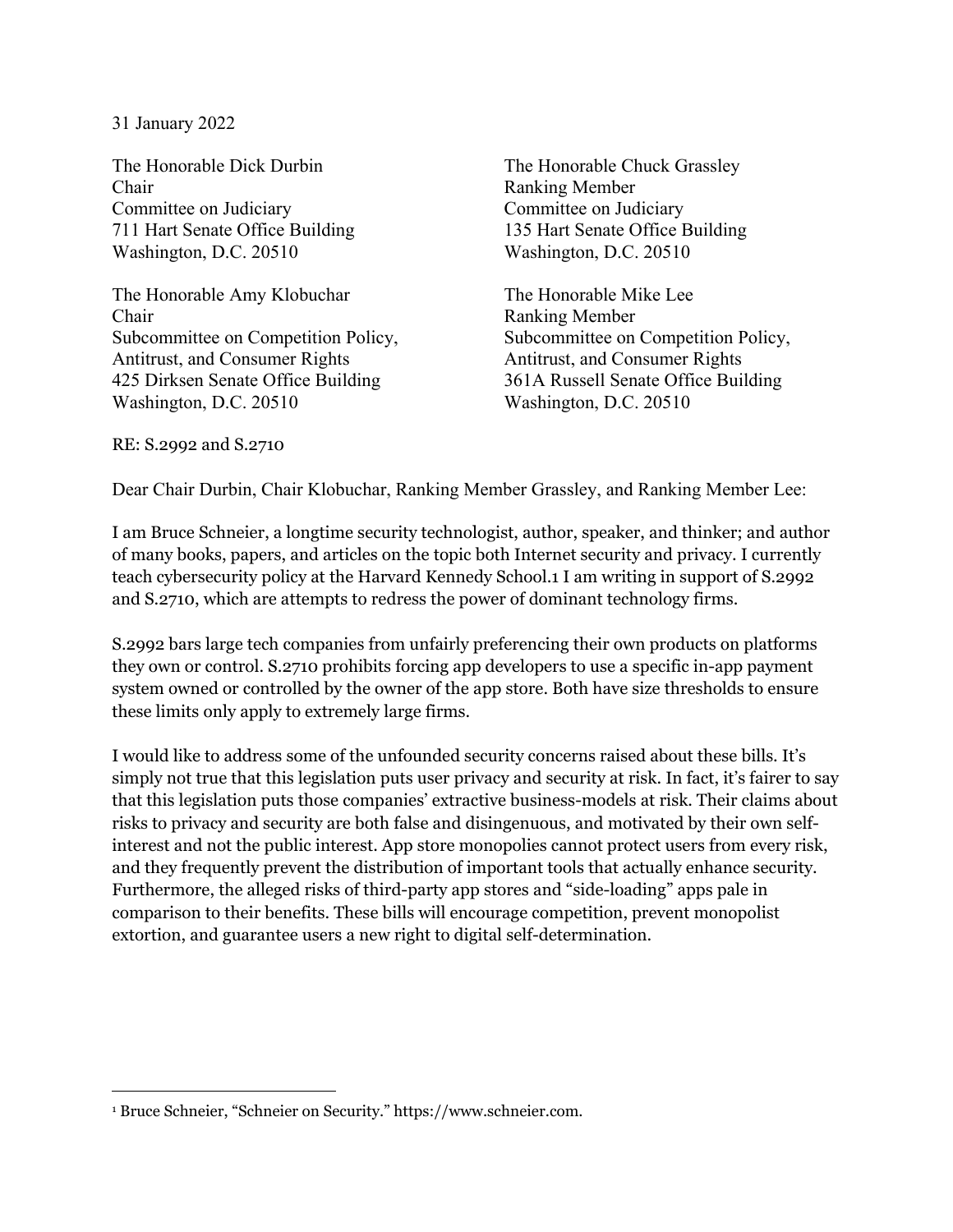31 January 2022

The Honorable Dick Durbin
Chair
Committee on Judiciary
711 Hart Senate Office Building
Washington, D.C. 20510

The Honorable Chuck Grassley
Ranking Member
Committee on Judiciary
135 Hart Senate Office Building
Washington, D.C. 20510

The Honorable Amy Klobuchar
Chair
Subcommittee on Competition Policy, Antitrust, and Consumer Rights
425 Dirksen Senate Office Building
Washington, D.C. 20510

The Honorable Mike Lee
Ranking Member
Subcommittee on Competition Policy, Antitrust, and Consumer Rights
361A Russell Senate Office Building
Washington, D.C. 20510

RE: S.2992 and S.2710

Dear Chair Durbin, Chair Klobuchar, Ranking Member Grassley, and Ranking Member Lee:

I am Bruce Schneier, a longtime security technologist, author, speaker, and thinker; and author of many books, papers, and articles on the topic both Internet security and privacy. I currently teach cybersecurity policy at the Harvard Kennedy School.[1] I am writing in support of S.2992 and S.2710, which are attempts to redress the power of dominant technology firms.

S.2992 bars large tech companies from unfairly preferencing their own products on platforms they own or control. S.2710 prohibits forcing app developers to use a specific in-app payment system owned or controlled by the owner of the app store. Both have size thresholds to ensure these limits only apply to extremely large firms.

I would like to address some of the unfounded security concerns raised about these bills. It's simply not true that this legislation puts user privacy and security at risk. In fact, it's fairer to say that this legislation puts those companies' extractive business-models at risk. Their claims about risks to privacy and security are both false and disingenuous, and motivated by their own self-interest and not the public interest. App store monopolies cannot protect users from every risk, and they frequently prevent the distribution of important tools that actually enhance security. Furthermore, the alleged risks of third-party app stores and "side-loading" apps pale in comparison to their benefits. These bills will encourage competition, prevent monopolist extortion, and guarantee users a new right to digital self-determination.

---

[1] Bruce Schneier, "Schneier on Security." https://www.schneier.com.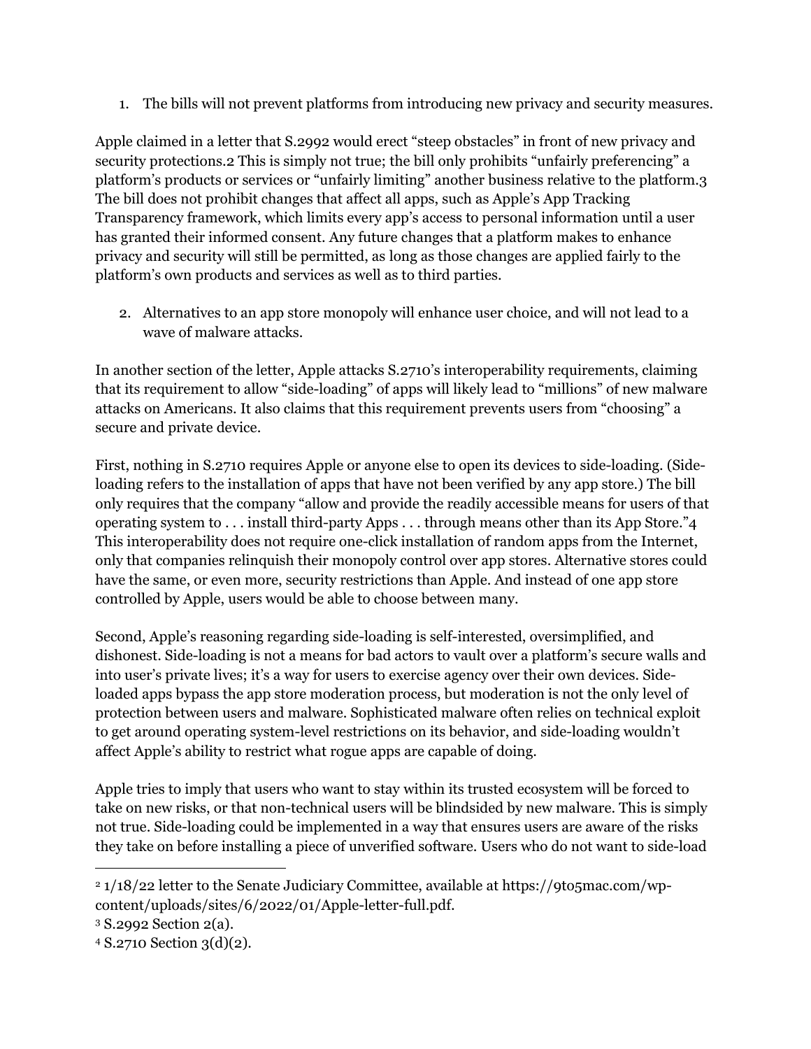1. The bills will not prevent platforms from introducing new privacy and security measures.

Apple claimed in a letter that S.2992 would erect "steep obstacles" in front of new privacy and security protections.[2] This is simply not true; the bill only prohibits "unfairly preferencing" a platform's products or services or "unfairly limiting" another business relative to the platform.[3] The bill does not prohibit changes that affect all apps, such as Apple's App Tracking Transparency framework, which limits every app's access to personal information until a user has granted their informed consent. Any future changes that a platform makes to enhance privacy and security will still be permitted, as long as those changes are applied fairly to the platform's own products and services as well as to third parties.

2. Alternatives to an app store monopoly will enhance user choice, and will not lead to a wave of malware attacks.

In another section of the letter, Apple attacks S.2710's interoperability requirements, claiming that its requirement to allow "side-loading" of apps will likely lead to "millions" of new malware attacks on Americans. It also claims that this requirement prevents users from "choosing" a secure and private device.

First, nothing in S.2710 requires Apple or anyone else to open its devices to side-loading. (Side-loading refers to the installation of apps that have not been verified by any app store.) The bill only requires that the company "allow and provide the readily accessible means for users of that operating system to . . . install third-party Apps . . . through means other than its App Store."[4] This interoperability does not require one-click installation of random apps from the Internet, only that companies relinquish their monopoly control over app stores. Alternative stores could have the same, or even more, security restrictions than Apple. And instead of one app store controlled by Apple, users would be able to choose between many.

Second, Apple's reasoning regarding side-loading is self-interested, oversimplified, and dishonest. Side-loading is not a means for bad actors to vault over a platform's secure walls and into user's private lives; it's a way for users to exercise agency over their own devices. Side-loaded apps bypass the app store moderation process, but moderation is not the only level of protection between users and malware. Sophisticated malware often relies on technical exploit to get around operating system-level restrictions on its behavior, and side-loading wouldn't affect Apple's ability to restrict what rogue apps are capable of doing.

Apple tries to imply that users who want to stay within its trusted ecosystem will be forced to take on new risks, or that non-technical users will be blindsided by new malware. This is simply not true. Side-loading could be implemented in a way that ensures users are aware of the risks they take on before installing a piece of unverified software. Users who do not want to side-load

---

[2] 1/18/22 letter to the Senate Judiciary Committee, available at https://9to5mac.com/wp-content/uploads/sites/6/2022/01/Apple-letter-full.pdf.

[3] S.2992 Section 2(a).

[4] S.2710 Section 3(d)(2).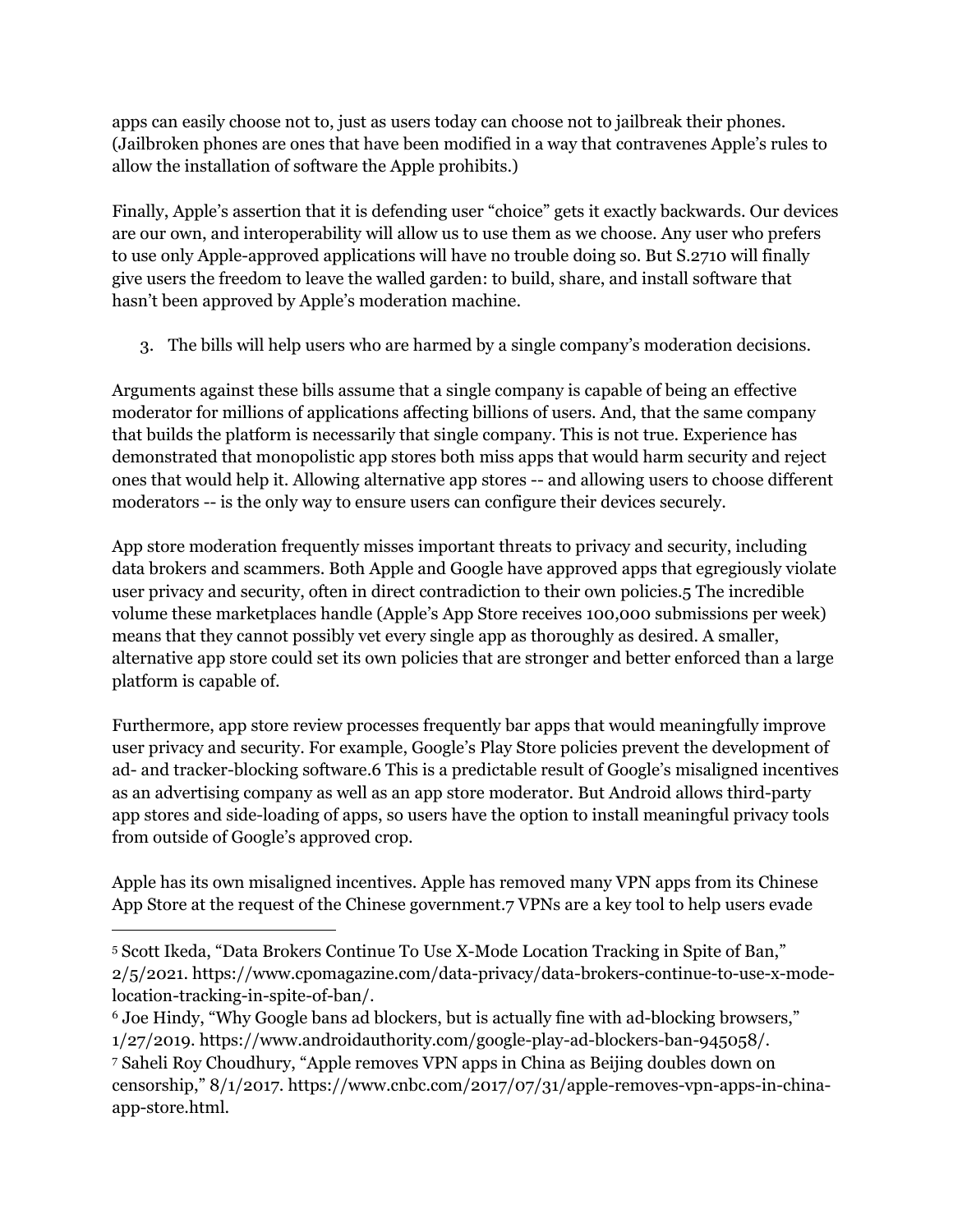apps can easily choose not to, just as users today can choose not to jailbreak their phones. (Jailbroken phones are ones that have been modified in a way that contravenes Apple's rules to allow the installation of software the Apple prohibits.)

Finally, Apple's assertion that it is defending user "choice" gets it exactly backwards. Our devices are our own, and interoperability will allow us to use them as we choose. Any user who prefers to use only Apple-approved applications will have no trouble doing so. But S.2710 will finally give users the freedom to leave the walled garden: to build, share, and install software that hasn't been approved by Apple's moderation machine.

3. The bills will help users who are harmed by a single company's moderation decisions.

Arguments against these bills assume that a single company is capable of being an effective moderator for millions of applications affecting billions of users. And, that the same company that builds the platform is necessarily that single company. This is not true. Experience has demonstrated that monopolistic app stores both miss apps that would harm security and reject ones that would help it. Allowing alternative app stores -- and allowing users to choose different moderators -- is the only way to ensure users can configure their devices securely.

App store moderation frequently misses important threats to privacy and security, including data brokers and scammers. Both Apple and Google have approved apps that egregiously violate user privacy and security, often in direct contradiction to their own policies.[5] The incredible volume these marketplaces handle (Apple's App Store receives 100,000 submissions per week) means that they cannot possibly vet every single app as thoroughly as desired. A smaller, alternative app store could set its own policies that are stronger and better enforced than a large platform is capable of.

Furthermore, app store review processes frequently bar apps that would meaningfully improve user privacy and security. For example, Google's Play Store policies prevent the development of ad- and tracker-blocking software.[6] This is a predictable result of Google's misaligned incentives as an advertising company as well as an app store moderator. But Android allows third-party app stores and side-loading of apps, so users have the option to install meaningful privacy tools from outside of Google's approved crop.

Apple has its own misaligned incentives. Apple has removed many VPN apps from its Chinese App Store at the request of the Chinese government.[7] VPNs are a key tool to help users evade

---

[5] Scott Ikeda, "Data Brokers Continue To Use X-Mode Location Tracking in Spite of Ban," 2/5/2021. https://www.cpomagazine.com/data-privacy/data-brokers-continue-to-use-x-mode-location-tracking-in-spite-of-ban/.

[6] Joe Hindy, "Why Google bans ad blockers, but is actually fine with ad-blocking browsers," 1/27/2019. https://www.androidauthority.com/google-play-ad-blockers-ban-945058/.

[7] Saheli Roy Choudhury, "Apple removes VPN apps in China as Beijing doubles down on censorship," 8/1/2017. https://www.cnbc.com/2017/07/31/apple-removes-vpn-apps-in-china-app-store.html.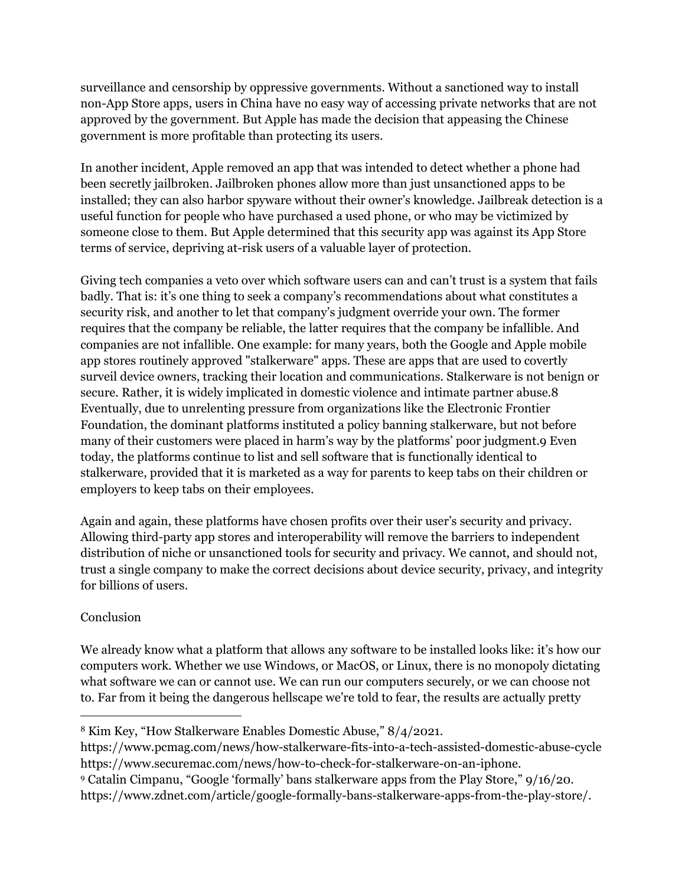surveillance and censorship by oppressive governments. Without a sanctioned way to install non-App Store apps, users in China have no easy way of accessing private networks that are not approved by the government. But Apple has made the decision that appeasing the Chinese government is more profitable than protecting its users.

In another incident, Apple removed an app that was intended to detect whether a phone had been secretly jailbroken. Jailbroken phones allow more than just unsanctioned apps to be installed; they can also harbor spyware without their owner's knowledge. Jailbreak detection is a useful function for people who have purchased a used phone, or who may be victimized by someone close to them. But Apple determined that this security app was against its App Store terms of service, depriving at-risk users of a valuable layer of protection.

Giving tech companies a veto over which software users can and can't trust is a system that fails badly. That is: it's one thing to seek a company's recommendations about what constitutes a security risk, and another to let that company's judgment override your own. The former requires that the company be reliable, the latter requires that the company be infallible. And companies are not infallible. One example: for many years, both the Google and Apple mobile app stores routinely approved "stalkerware" apps. These are apps that are used to covertly surveil device owners, tracking their location and communications. Stalkerware is not benign or secure. Rather, it is widely implicated in domestic violence and intimate partner abuse.[8] Eventually, due to unrelenting pressure from organizations like the Electronic Frontier Foundation, the dominant platforms instituted a policy banning stalkerware, but not before many of their customers were placed in harm's way by the platforms' poor judgment.[9] Even today, the platforms continue to list and sell software that is functionally identical to stalkerware, provided that it is marketed as a way for parents to keep tabs on their children or employers to keep tabs on their employees.

Again and again, these platforms have chosen profits over their user's security and privacy. Allowing third-party app stores and interoperability will remove the barriers to independent distribution of niche or unsanctioned tools for security and privacy. We cannot, and should not, trust a single company to make the correct decisions about device security, privacy, and integrity for billions of users.

## Conclusion

We already know what a platform that allows any software to be installed looks like: it's how our computers work. Whether we use Windows, or MacOS, or Linux, there is no monopoly dictating what software we can or cannot use. We can run our computers securely, or we can choose not to. Far from it being the dangerous hellscape we're told to fear, the results are actually pretty

---

[8] Kim Key, "How Stalkerware Enables Domestic Abuse," 8/4/2021.
https://www.pcmag.com/news/how-stalkerware-fits-into-a-tech-assisted-domestic-abuse-cycle
https://www.securemac.com/news/how-to-check-for-stalkerware-on-an-iphone.

[9] Catalin Cimpanu, "Google 'formally' bans stalkerware apps from the Play Store," 9/16/20.
https://www.zdnet.com/article/google-formally-bans-stalkerware-apps-from-the-play-store/.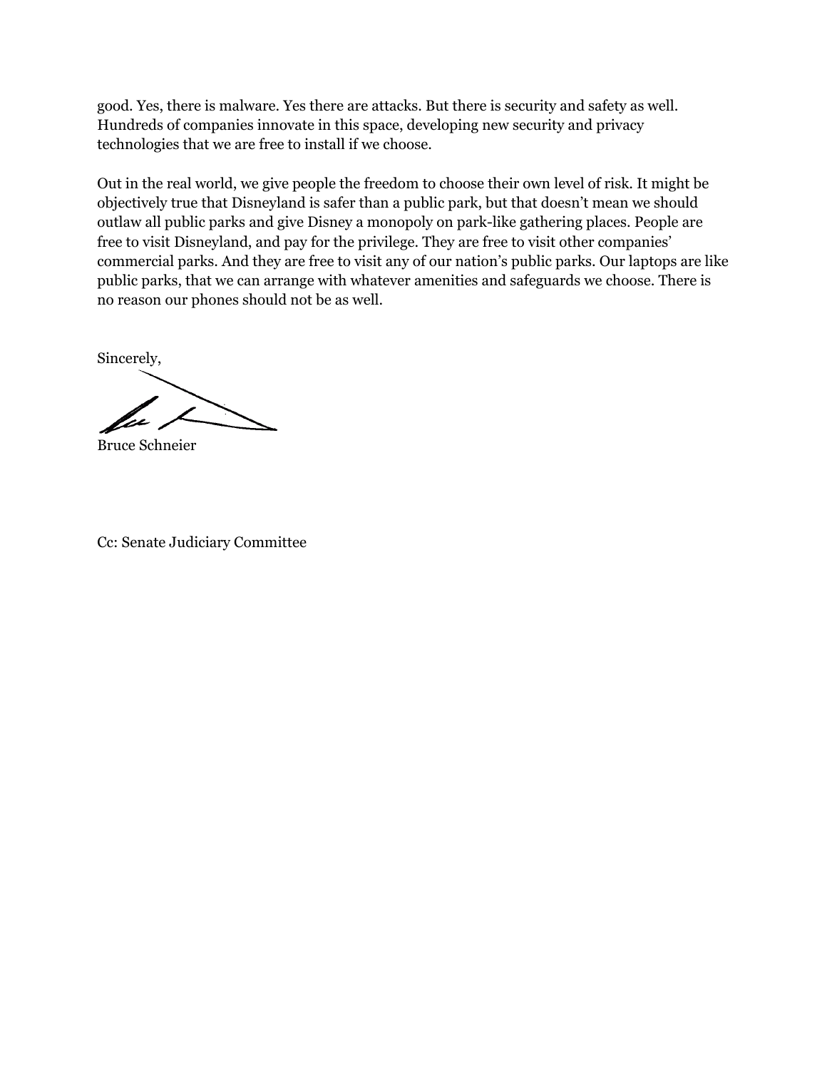good. Yes, there is malware. Yes there are attacks. But there is security and safety as well. Hundreds of companies innovate in this space, developing new security and privacy technologies that we are free to install if we choose.

Out in the real world, we give people the freedom to choose their own level of risk. It might be objectively true that Disneyland is safer than a public park, but that doesn't mean we should outlaw all public parks and give Disney a monopoly on park-like gathering places. People are free to visit Disneyland, and pay for the privilege. They are free to visit other companies' commercial parks. And they are free to visit any of our nation's public parks. Our laptops are like public parks, that we can arrange with whatever amenities and safeguards we choose. There is no reason our phones should not be as well.

Sincerely,

Bruce Schneier

Cc: Senate Judiciary Committee